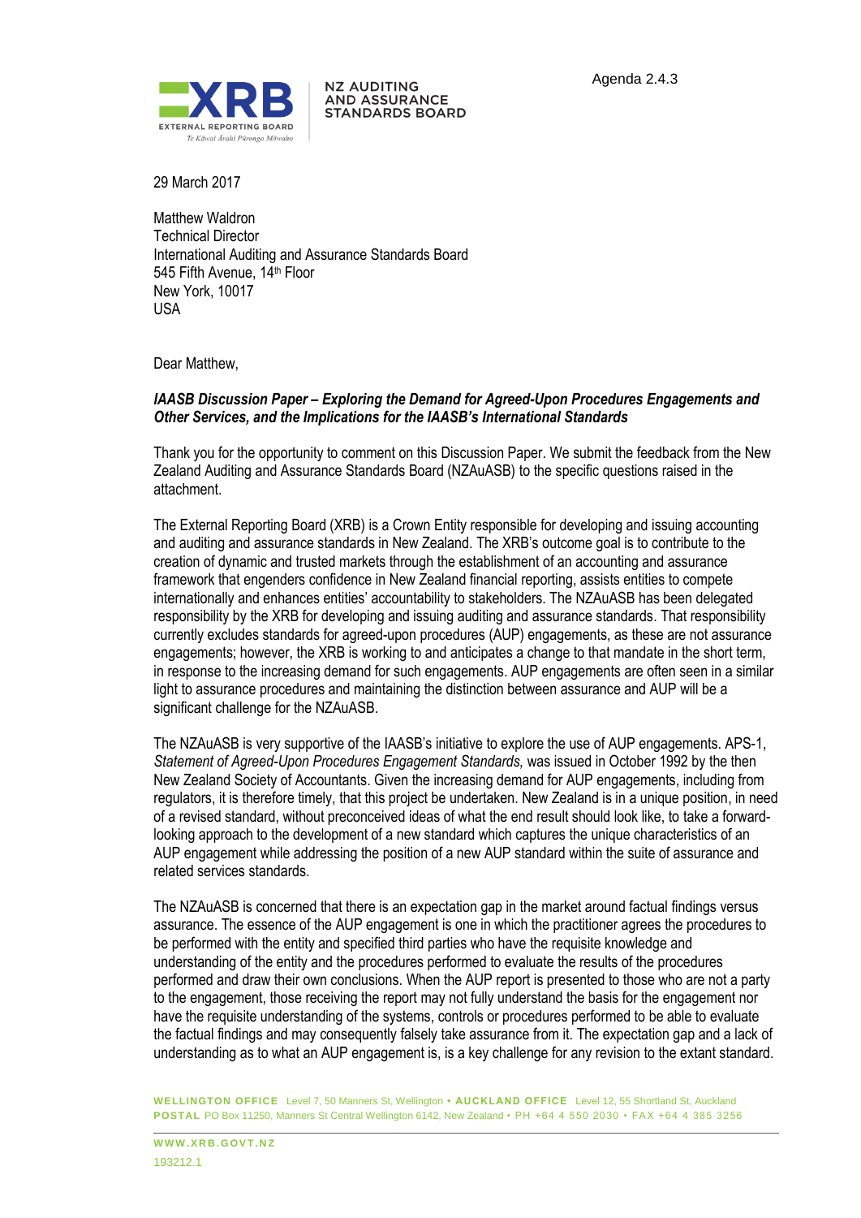Agenda 2.4.3

NZ AUDITING AND ASSURANCE STANDARDS BOARD

29 March 2017

Matthew Waldron
Technical Director
International Auditing and Assurance Standards Board
545 Fifth Avenue, 14th Floor
New York, 10017
USA

Dear Matthew,

***IAASB Discussion Paper – Exploring the Demand for Agreed-Upon Procedures Engagements and Other Services, and the Implications for the IAASB's International Standards***

Thank you for the opportunity to comment on this Discussion Paper. We submit the feedback from the New Zealand Auditing and Assurance Standards Board (NZAuASB) to the specific questions raised in the attachment.

The External Reporting Board (XRB) is a Crown Entity responsible for developing and issuing accounting and auditing and assurance standards in New Zealand. The XRB's outcome goal is to contribute to the creation of dynamic and trusted markets through the establishment of an accounting and assurance framework that engenders confidence in New Zealand financial reporting, assists entities to compete internationally and enhances entities' accountability to stakeholders. The NZAuASB has been delegated responsibility by the XRB for developing and issuing auditing and assurance standards. That responsibility currently excludes standards for agreed-upon procedures (AUP) engagements, as these are not assurance engagements; however, the XRB is working to and anticipates a change to that mandate in the short term, in response to the increasing demand for such engagements. AUP engagements are often seen in a similar light to assurance procedures and maintaining the distinction between assurance and AUP will be a significant challenge for the NZAuASB.

The NZAuASB is very supportive of the IAASB's initiative to explore the use of AUP engagements. APS-1, *Statement of Agreed-Upon Procedures Engagement Standards,* was issued in October 1992 by the then New Zealand Society of Accountants. Given the increasing demand for AUP engagements, including from regulators, it is therefore timely, that this project be undertaken. New Zealand is in a unique position, in need of a revised standard, without preconceived ideas of what the end result should look like, to take a forward-looking approach to the development of a new standard which captures the unique characteristics of an AUP engagement while addressing the position of a new AUP standard within the suite of assurance and related services standards.

The NZAuASB is concerned that there is an expectation gap in the market around factual findings versus assurance. The essence of the AUP engagement is one in which the practitioner agrees the procedures to be performed with the entity and specified third parties who have the requisite knowledge and understanding of the entity and the procedures performed to evaluate the results of the procedures performed and draw their own conclusions. When the AUP report is presented to those who are not a party to the engagement, those receiving the report may not fully understand the basis for the engagement nor have the requisite understanding of the systems, controls or procedures performed to be able to evaluate the factual findings and may consequently falsely take assurance from it. The expectation gap and a lack of understanding as to what an AUP engagement is, is a key challenge for any revision to the extant standard.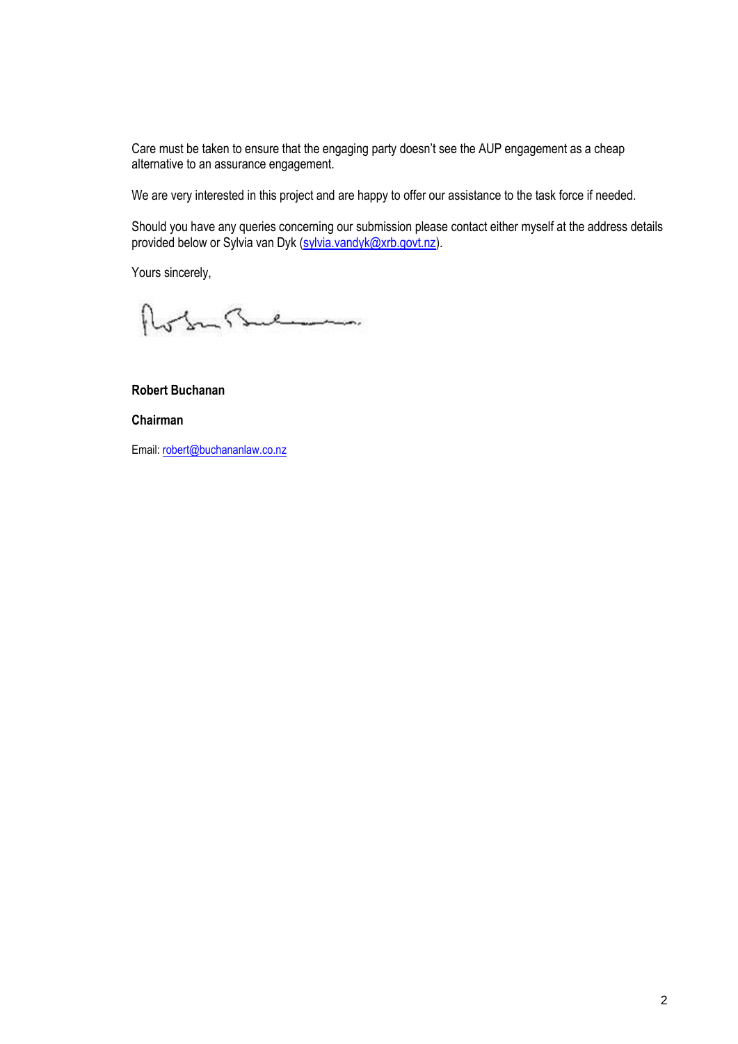Care must be taken to ensure that the engaging party doesn't see the AUP engagement as a cheap alternative to an assurance engagement.

We are very interested in this project and are happy to offer our assistance to the task force if needed.

Should you have any queries concerning our submission please contact either myself at the address details provided below or Sylvia van Dyk (sylvia.vandyk@xrb.govt.nz).

Yours sincerely,

**Robert Buchanan**

**Chairman**

Email: robert@buchananlaw.co.nz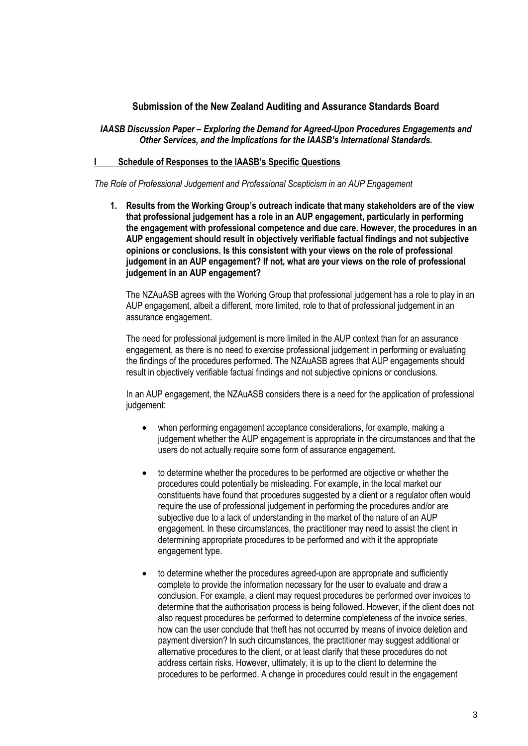## Submission of the New Zealand Auditing and Assurance Standards Board

***IAASB Discussion Paper – Exploring the Demand for Agreed-Upon Procedures Engagements and Other Services, and the Implications for the IAASB's International Standards.***

### I Schedule of Responses to the IAASB's Specific Questions

*The Role of Professional Judgement and Professional Scepticism in an AUP Engagement*

1. **Results from the Working Group's outreach indicate that many stakeholders are of the view that professional judgement has a role in an AUP engagement, particularly in performing the engagement with professional competence and due care. However, the procedures in an AUP engagement should result in objectively verifiable factual findings and not subjective opinions or conclusions. Is this consistent with your views on the role of professional judgement in an AUP engagement? If not, what are your views on the role of professional judgement in an AUP engagement?**

   The NZAuASB agrees with the Working Group that professional judgement has a role to play in an AUP engagement, albeit a different, more limited, role to that of professional judgement in an assurance engagement.

   The need for professional judgement is more limited in the AUP context than for an assurance engagement, as there is no need to exercise professional judgement in performing or evaluating the findings of the procedures performed. The NZAuASB agrees that AUP engagements should result in objectively verifiable factual findings and not subjective opinions or conclusions.

   In an AUP engagement, the NZAuASB considers there is a need for the application of professional judgement:

   - when performing engagement acceptance considerations, for example, making a judgement whether the AUP engagement is appropriate in the circumstances and that the users do not actually require some form of assurance engagement.

   - to determine whether the procedures to be performed are objective or whether the procedures could potentially be misleading. For example, in the local market our constituents have found that procedures suggested by a client or a regulator often would require the use of professional judgement in performing the procedures and/or are subjective due to a lack of understanding in the market of the nature of an AUP engagement. In these circumstances, the practitioner may need to assist the client in determining appropriate procedures to be performed and with it the appropriate engagement type.

   - to determine whether the procedures agreed-upon are appropriate and sufficiently complete to provide the information necessary for the user to evaluate and draw a conclusion. For example, a client may request procedures be performed over invoices to determine that the authorisation process is being followed. However, if the client does not also request procedures be performed to determine completeness of the invoice series, how can the user conclude that theft has not occurred by means of invoice deletion and payment diversion? In such circumstances, the practitioner may suggest additional or alternative procedures to the client, or at least clarify that these procedures do not address certain risks. However, ultimately, it is up to the client to determine the procedures to be performed. A change in procedures could result in the engagement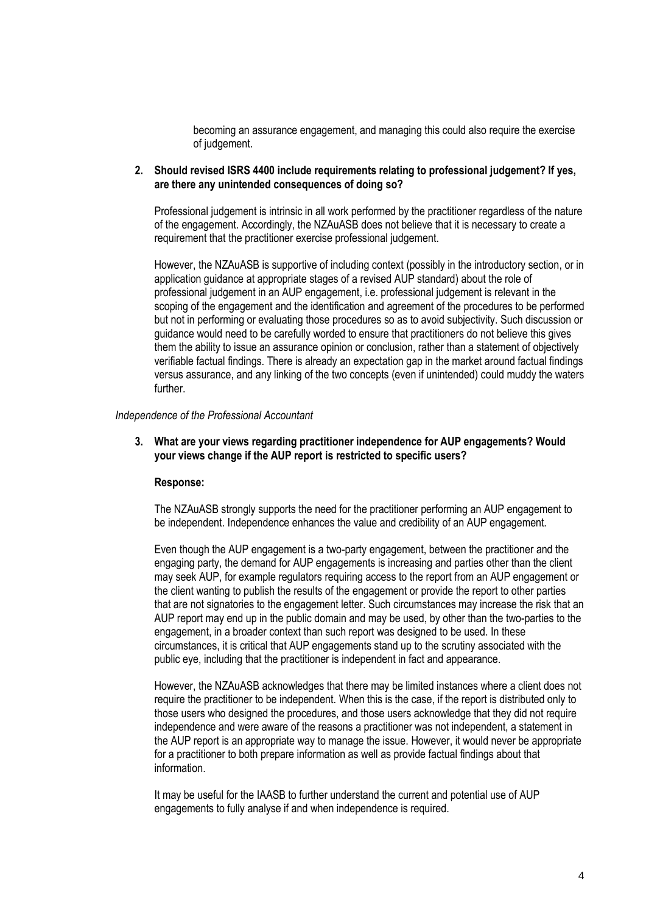becoming an assurance engagement, and managing this could also require the exercise of judgement.

**2. Should revised ISRS 4400 include requirements relating to professional judgement? If yes, are there any unintended consequences of doing so?**

Professional judgement is intrinsic in all work performed by the practitioner regardless of the nature of the engagement. Accordingly, the NZAuASB does not believe that it is necessary to create a requirement that the practitioner exercise professional judgement.

However, the NZAuASB is supportive of including context (possibly in the introductory section, or in application guidance at appropriate stages of a revised AUP standard) about the role of professional judgement in an AUP engagement, i.e. professional judgement is relevant in the scoping of the engagement and the identification and agreement of the procedures to be performed but not in performing or evaluating those procedures so as to avoid subjectivity. Such discussion or guidance would need to be carefully worded to ensure that practitioners do not believe this gives them the ability to issue an assurance opinion or conclusion, rather than a statement of objectively verifiable factual findings. There is already an expectation gap in the market around factual findings versus assurance, and any linking of the two concepts (even if unintended) could muddy the waters further.

*Independence of the Professional Accountant*

**3. What are your views regarding practitioner independence for AUP engagements? Would your views change if the AUP report is restricted to specific users?**

**Response:**

The NZAuASB strongly supports the need for the practitioner performing an AUP engagement to be independent. Independence enhances the value and credibility of an AUP engagement.

Even though the AUP engagement is a two-party engagement, between the practitioner and the engaging party, the demand for AUP engagements is increasing and parties other than the client may seek AUP, for example regulators requiring access to the report from an AUP engagement or the client wanting to publish the results of the engagement or provide the report to other parties that are not signatories to the engagement letter. Such circumstances may increase the risk that an AUP report may end up in the public domain and may be used, by other than the two-parties to the engagement, in a broader context than such report was designed to be used. In these circumstances, it is critical that AUP engagements stand up to the scrutiny associated with the public eye, including that the practitioner is independent in fact and appearance.

However, the NZAuASB acknowledges that there may be limited instances where a client does not require the practitioner to be independent. When this is the case, if the report is distributed only to those users who designed the procedures, and those users acknowledge that they did not require independence and were aware of the reasons a practitioner was not independent, a statement in the AUP report is an appropriate way to manage the issue. However, it would never be appropriate for a practitioner to both prepare information as well as provide factual findings about that information.

It may be useful for the IAASB to further understand the current and potential use of AUP engagements to fully analyse if and when independence is required.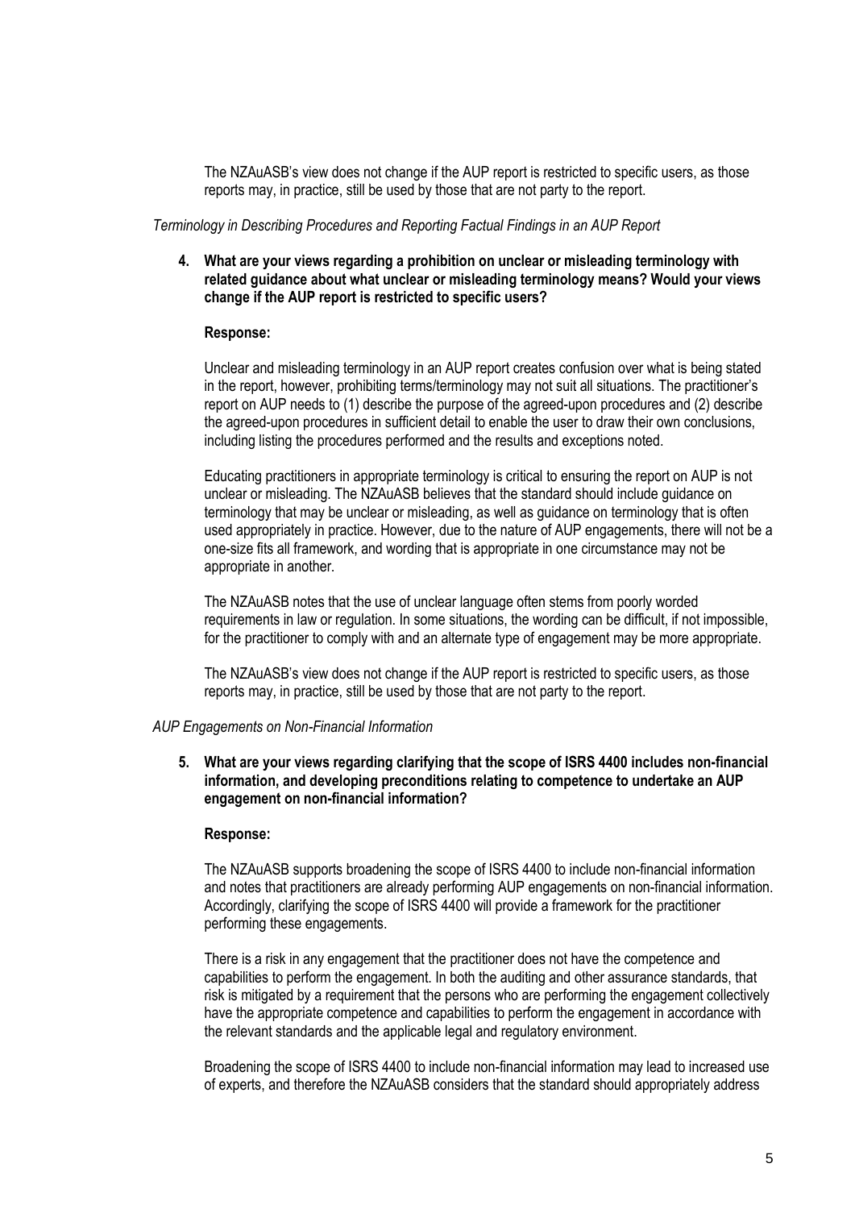The NZAuASB's view does not change if the AUP report is restricted to specific users, as those reports may, in practice, still be used by those that are not party to the report.

*Terminology in Describing Procedures and Reporting Factual Findings in an AUP Report*

**4. What are your views regarding a prohibition on unclear or misleading terminology with related guidance about what unclear or misleading terminology means? Would your views change if the AUP report is restricted to specific users?**

**Response:**

Unclear and misleading terminology in an AUP report creates confusion over what is being stated in the report, however, prohibiting terms/terminology may not suit all situations. The practitioner's report on AUP needs to (1) describe the purpose of the agreed-upon procedures and (2) describe the agreed-upon procedures in sufficient detail to enable the user to draw their own conclusions, including listing the procedures performed and the results and exceptions noted.

Educating practitioners in appropriate terminology is critical to ensuring the report on AUP is not unclear or misleading. The NZAuASB believes that the standard should include guidance on terminology that may be unclear or misleading, as well as guidance on terminology that is often used appropriately in practice. However, due to the nature of AUP engagements, there will not be a one-size fits all framework, and wording that is appropriate in one circumstance may not be appropriate in another.

The NZAuASB notes that the use of unclear language often stems from poorly worded requirements in law or regulation. In some situations, the wording can be difficult, if not impossible, for the practitioner to comply with and an alternate type of engagement may be more appropriate.

The NZAuASB's view does not change if the AUP report is restricted to specific users, as those reports may, in practice, still be used by those that are not party to the report.

*AUP Engagements on Non-Financial Information*

**5. What are your views regarding clarifying that the scope of ISRS 4400 includes non-financial information, and developing preconditions relating to competence to undertake an AUP engagement on non-financial information?**

**Response:**

The NZAuASB supports broadening the scope of ISRS 4400 to include non-financial information and notes that practitioners are already performing AUP engagements on non-financial information. Accordingly, clarifying the scope of ISRS 4400 will provide a framework for the practitioner performing these engagements.

There is a risk in any engagement that the practitioner does not have the competence and capabilities to perform the engagement. In both the auditing and other assurance standards, that risk is mitigated by a requirement that the persons who are performing the engagement collectively have the appropriate competence and capabilities to perform the engagement in accordance with the relevant standards and the applicable legal and regulatory environment.

Broadening the scope of ISRS 4400 to include non-financial information may lead to increased use of experts, and therefore the NZAuASB considers that the standard should appropriately address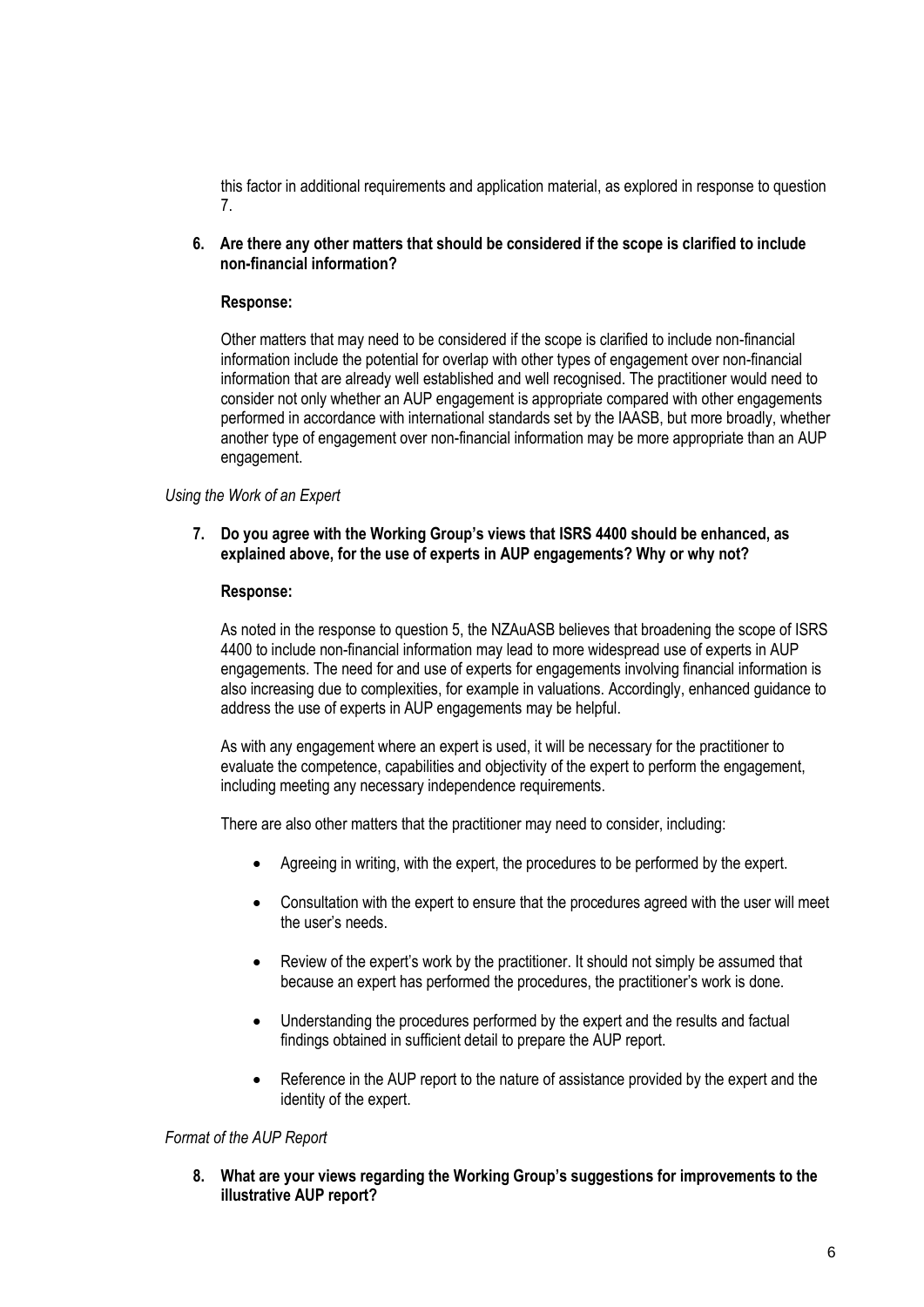this factor in additional requirements and application material, as explored in response to question 7.

**6. Are there any other matters that should be considered if the scope is clarified to include non-financial information?**

**Response:**

Other matters that may need to be considered if the scope is clarified to include non-financial information include the potential for overlap with other types of engagement over non-financial information that are already well established and well recognised. The practitioner would need to consider not only whether an AUP engagement is appropriate compared with other engagements performed in accordance with international standards set by the IAASB, but more broadly, whether another type of engagement over non-financial information may be more appropriate than an AUP engagement.

*Using the Work of an Expert*

**7. Do you agree with the Working Group's views that ISRS 4400 should be enhanced, as explained above, for the use of experts in AUP engagements? Why or why not?**

**Response:**

As noted in the response to question 5, the NZAuASB believes that broadening the scope of ISRS 4400 to include non-financial information may lead to more widespread use of experts in AUP engagements. The need for and use of experts for engagements involving financial information is also increasing due to complexities, for example in valuations. Accordingly, enhanced guidance to address the use of experts in AUP engagements may be helpful.

As with any engagement where an expert is used, it will be necessary for the practitioner to evaluate the competence, capabilities and objectivity of the expert to perform the engagement, including meeting any necessary independence requirements.

There are also other matters that the practitioner may need to consider, including:

- Agreeing in writing, with the expert, the procedures to be performed by the expert.
- Consultation with the expert to ensure that the procedures agreed with the user will meet the user's needs.
- Review of the expert's work by the practitioner. It should not simply be assumed that because an expert has performed the procedures, the practitioner's work is done.
- Understanding the procedures performed by the expert and the results and factual findings obtained in sufficient detail to prepare the AUP report.
- Reference in the AUP report to the nature of assistance provided by the expert and the identity of the expert.

*Format of the AUP Report*

**8. What are your views regarding the Working Group's suggestions for improvements to the illustrative AUP report?**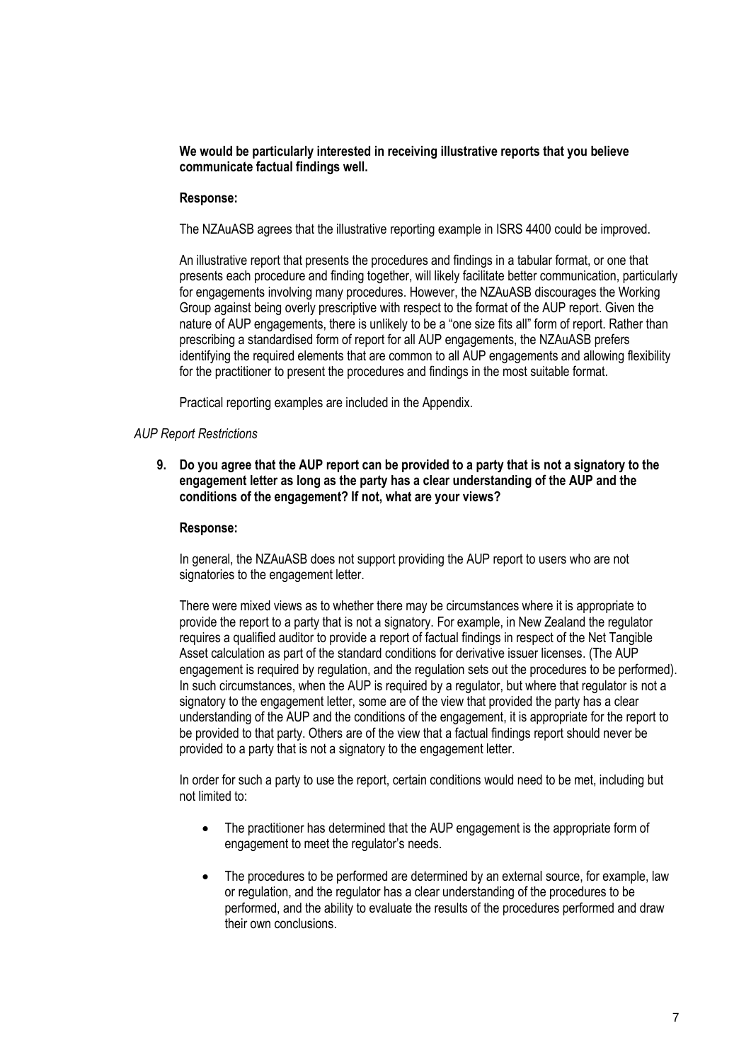**We would be particularly interested in receiving illustrative reports that you believe communicate factual findings well.**

**Response:**

The NZAuASB agrees that the illustrative reporting example in ISRS 4400 could be improved.

An illustrative report that presents the procedures and findings in a tabular format, or one that presents each procedure and finding together, will likely facilitate better communication, particularly for engagements involving many procedures. However, the NZAuASB discourages the Working Group against being overly prescriptive with respect to the format of the AUP report. Given the nature of AUP engagements, there is unlikely to be a "one size fits all" form of report. Rather than prescribing a standardised form of report for all AUP engagements, the NZAuASB prefers identifying the required elements that are common to all AUP engagements and allowing flexibility for the practitioner to present the procedures and findings in the most suitable format.

Practical reporting examples are included in the Appendix.

*AUP Report Restrictions*

**9. Do you agree that the AUP report can be provided to a party that is not a signatory to the engagement letter as long as the party has a clear understanding of the AUP and the conditions of the engagement? If not, what are your views?**

**Response:**

In general, the NZAuASB does not support providing the AUP report to users who are not signatories to the engagement letter.

There were mixed views as to whether there may be circumstances where it is appropriate to provide the report to a party that is not a signatory. For example, in New Zealand the regulator requires a qualified auditor to provide a report of factual findings in respect of the Net Tangible Asset calculation as part of the standard conditions for derivative issuer licenses. (The AUP engagement is required by regulation, and the regulation sets out the procedures to be performed). In such circumstances, when the AUP is required by a regulator, but where that regulator is not a signatory to the engagement letter, some are of the view that provided the party has a clear understanding of the AUP and the conditions of the engagement, it is appropriate for the report to be provided to that party. Others are of the view that a factual findings report should never be provided to a party that is not a signatory to the engagement letter.

In order for such a party to use the report, certain conditions would need to be met, including but not limited to:

- The practitioner has determined that the AUP engagement is the appropriate form of engagement to meet the regulator's needs.
- The procedures to be performed are determined by an external source, for example, law or regulation, and the regulator has a clear understanding of the procedures to be performed, and the ability to evaluate the results of the procedures performed and draw their own conclusions.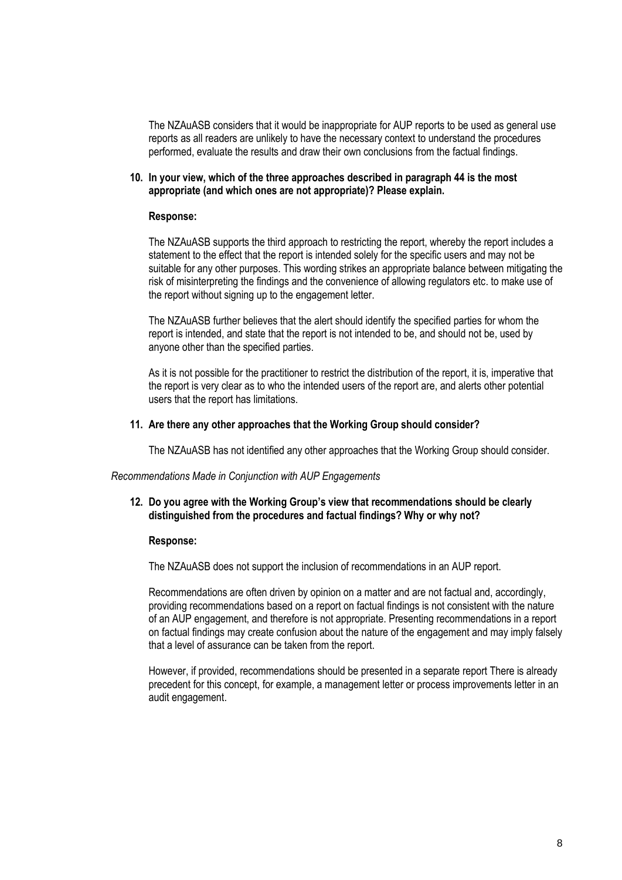The NZAuASB considers that it would be inappropriate for AUP reports to be used as general use reports as all readers are unlikely to have the necessary context to understand the procedures performed, evaluate the results and draw their own conclusions from the factual findings.

**10. In your view, which of the three approaches described in paragraph 44 is the most appropriate (and which ones are not appropriate)? Please explain.**

**Response:**

The NZAuASB supports the third approach to restricting the report, whereby the report includes a statement to the effect that the report is intended solely for the specific users and may not be suitable for any other purposes. This wording strikes an appropriate balance between mitigating the risk of misinterpreting the findings and the convenience of allowing regulators etc. to make use of the report without signing up to the engagement letter.

The NZAuASB further believes that the alert should identify the specified parties for whom the report is intended, and state that the report is not intended to be, and should not be, used by anyone other than the specified parties.

As it is not possible for the practitioner to restrict the distribution of the report, it is, imperative that the report is very clear as to who the intended users of the report are, and alerts other potential users that the report has limitations.

**11. Are there any other approaches that the Working Group should consider?**

The NZAuASB has not identified any other approaches that the Working Group should consider.

*Recommendations Made in Conjunction with AUP Engagements*

**12. Do you agree with the Working Group's view that recommendations should be clearly distinguished from the procedures and factual findings? Why or why not?**

**Response:**

The NZAuASB does not support the inclusion of recommendations in an AUP report.

Recommendations are often driven by opinion on a matter and are not factual and, accordingly, providing recommendations based on a report on factual findings is not consistent with the nature of an AUP engagement, and therefore is not appropriate. Presenting recommendations in a report on factual findings may create confusion about the nature of the engagement and may imply falsely that a level of assurance can be taken from the report.

However, if provided, recommendations should be presented in a separate report There is already precedent for this concept, for example, a management letter or process improvements letter in an audit engagement.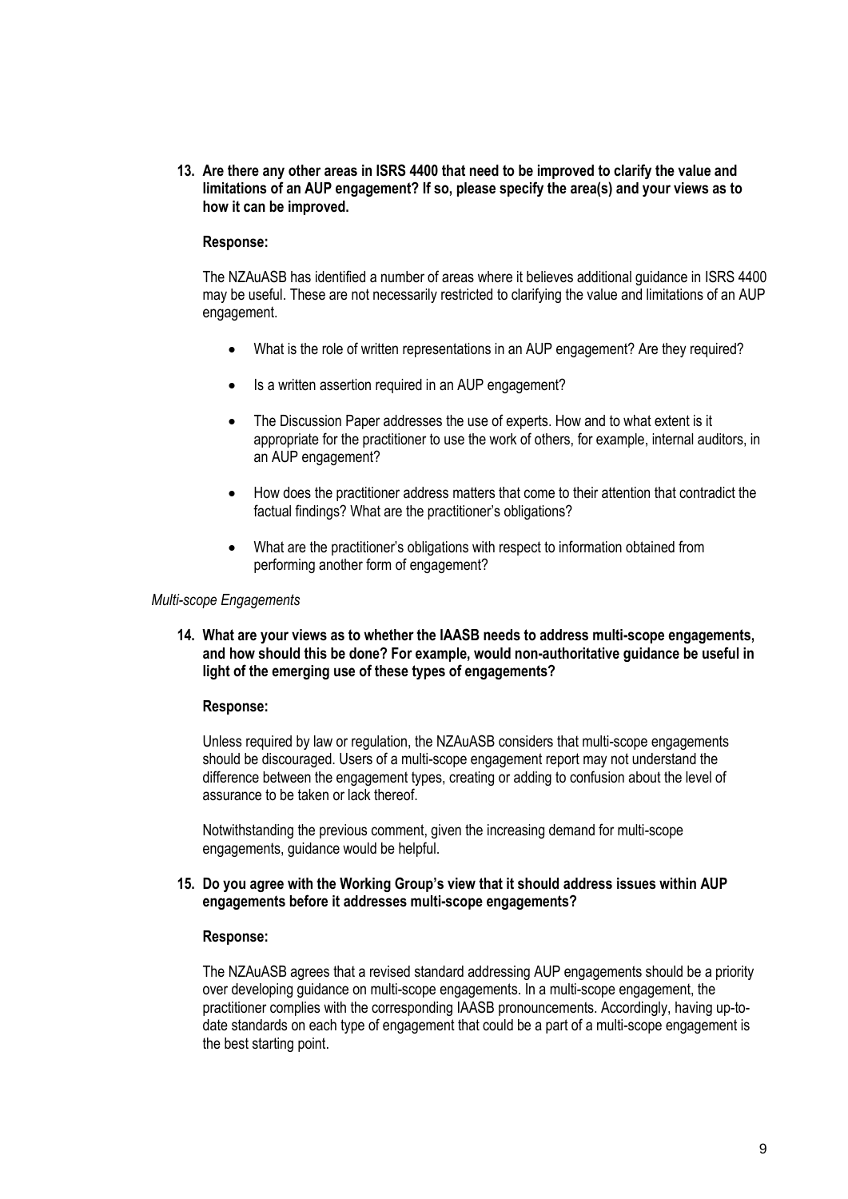**13. Are there any other areas in ISRS 4400 that need to be improved to clarify the value and limitations of an AUP engagement? If so, please specify the area(s) and your views as to how it can be improved.**

**Response:**

The NZAuASB has identified a number of areas where it believes additional guidance in ISRS 4400 may be useful. These are not necessarily restricted to clarifying the value and limitations of an AUP engagement.

- What is the role of written representations in an AUP engagement? Are they required?
- Is a written assertion required in an AUP engagement?
- The Discussion Paper addresses the use of experts. How and to what extent is it appropriate for the practitioner to use the work of others, for example, internal auditors, in an AUP engagement?
- How does the practitioner address matters that come to their attention that contradict the factual findings? What are the practitioner's obligations?
- What are the practitioner's obligations with respect to information obtained from performing another form of engagement?

*Multi-scope Engagements*

**14. What are your views as to whether the IAASB needs to address multi-scope engagements, and how should this be done? For example, would non-authoritative guidance be useful in light of the emerging use of these types of engagements?**

**Response:**

Unless required by law or regulation, the NZAuASB considers that multi-scope engagements should be discouraged. Users of a multi-scope engagement report may not understand the difference between the engagement types, creating or adding to confusion about the level of assurance to be taken or lack thereof.

Notwithstanding the previous comment, given the increasing demand for multi-scope engagements, guidance would be helpful.

**15. Do you agree with the Working Group's view that it should address issues within AUP engagements before it addresses multi-scope engagements?**

**Response:**

The NZAuASB agrees that a revised standard addressing AUP engagements should be a priority over developing guidance on multi-scope engagements. In a multi-scope engagement, the practitioner complies with the corresponding IAASB pronouncements. Accordingly, having up-to-date standards on each type of engagement that could be a part of a multi-scope engagement is the best starting point.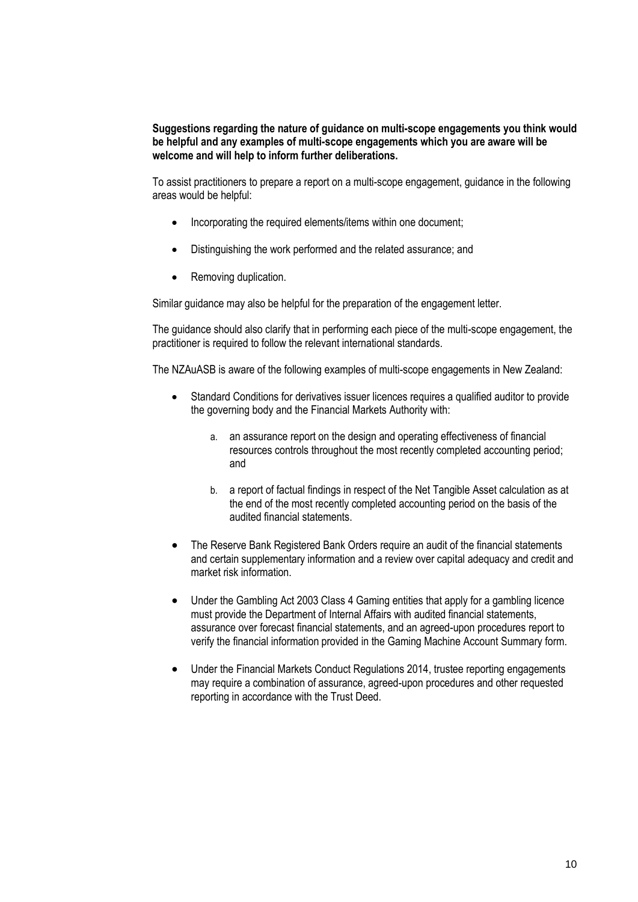**Suggestions regarding the nature of guidance on multi-scope engagements you think would be helpful and any examples of multi-scope engagements which you are aware will be welcome and will help to inform further deliberations.**

To assist practitioners to prepare a report on a multi-scope engagement, guidance in the following areas would be helpful:

- Incorporating the required elements/items within one document;
- Distinguishing the work performed and the related assurance; and
- Removing duplication.

Similar guidance may also be helpful for the preparation of the engagement letter.

The guidance should also clarify that in performing each piece of the multi-scope engagement, the practitioner is required to follow the relevant international standards.

The NZAuASB is aware of the following examples of multi-scope engagements in New Zealand:

- Standard Conditions for derivatives issuer licences requires a qualified auditor to provide the governing body and the Financial Markets Authority with:
    a. an assurance report on the design and operating effectiveness of financial resources controls throughout the most recently completed accounting period; and
    b. a report of factual findings in respect of the Net Tangible Asset calculation as at the end of the most recently completed accounting period on the basis of the audited financial statements.
- The Reserve Bank Registered Bank Orders require an audit of the financial statements and certain supplementary information and a review over capital adequacy and credit and market risk information.
- Under the Gambling Act 2003 Class 4 Gaming entities that apply for a gambling licence must provide the Department of Internal Affairs with audited financial statements, assurance over forecast financial statements, and an agreed-upon procedures report to verify the financial information provided in the Gaming Machine Account Summary form.
- Under the Financial Markets Conduct Regulations 2014, trustee reporting engagements may require a combination of assurance, agreed-upon procedures and other requested reporting in accordance with the Trust Deed.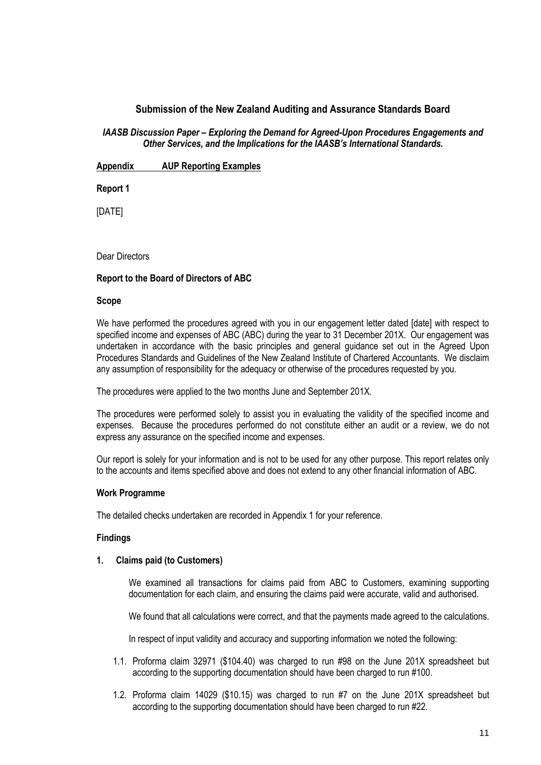## Submission of the New Zealand Auditing and Assurance Standards Board

***IAASB Discussion Paper – Exploring the Demand for Agreed-Upon Procedures Engagements and Other Services, and the Implications for the IAASB's International Standards.***

**<u>Appendix AUP Reporting Examples</u>**

**Report 1**

[DATE]

Dear Directors

**Report to the Board of Directors of ABC**

**Scope**

We have performed the procedures agreed with you in our engagement letter dated [date] with respect to specified income and expenses of ABC (ABC) during the year to 31 December 201X. Our engagement was undertaken in accordance with the basic principles and general guidance set out in the Agreed Upon Procedures Standards and Guidelines of the New Zealand Institute of Chartered Accountants. We disclaim any assumption of responsibility for the adequacy or otherwise of the procedures requested by you.

The procedures were applied to the two months June and September 201X.

The procedures were performed solely to assist you in evaluating the validity of the specified income and expenses. Because the procedures performed do not constitute either an audit or a review, we do not express any assurance on the specified income and expenses.

Our report is solely for your information and is not to be used for any other purpose. This report relates only to the accounts and items specified above and does not extend to any other financial information of ABC.

**Work Programme**

The detailed checks undertaken are recorded in Appendix 1 for your reference.

**Findings**

**1. Claims paid (to Customers)**

We examined all transactions for claims paid from ABC to Customers, examining supporting documentation for each claim, and ensuring the claims paid were accurate, valid and authorised.

We found that all calculations were correct, and that the payments made agreed to the calculations.

In respect of input validity and accuracy and supporting information we noted the following:

1.1. Proforma claim 32971 ($104.40) was charged to run #98 on the June 201X spreadsheet but according to the supporting documentation should have been charged to run #100.

1.2. Proforma claim 14029 ($10.15) was charged to run #7 on the June 201X spreadsheet but according to the supporting documentation should have been charged to run #22.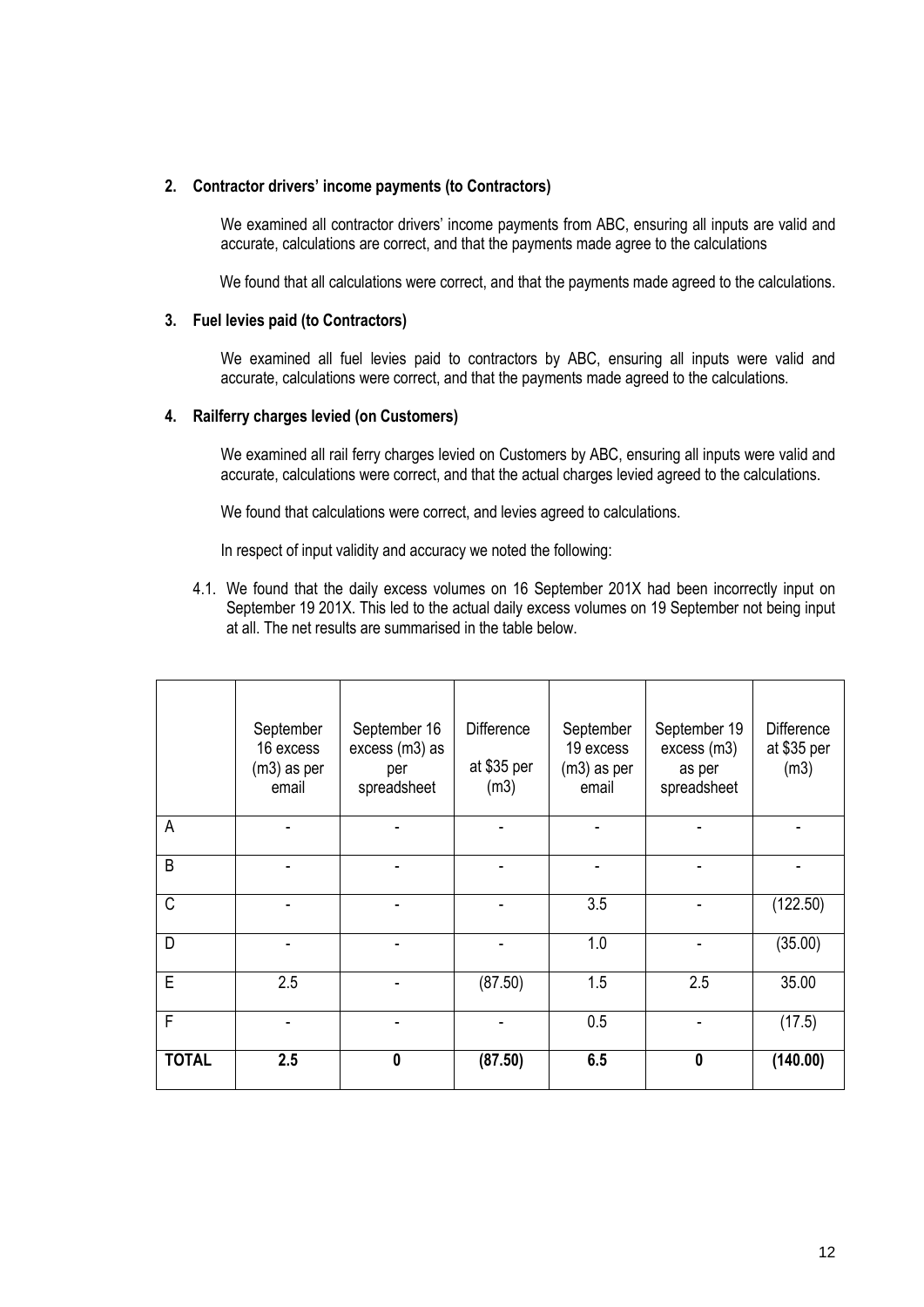**2. Contractor drivers' income payments (to Contractors)**

We examined all contractor drivers' income payments from ABC, ensuring all inputs are valid and accurate, calculations are correct, and that the payments made agree to the calculations

We found that all calculations were correct, and that the payments made agreed to the calculations.

**3. Fuel levies paid (to Contractors)**

We examined all fuel levies paid to contractors by ABC, ensuring all inputs were valid and accurate, calculations were correct, and that the payments made agreed to the calculations.

**4. Railferry charges levied (on Customers)**

We examined all rail ferry charges levied on Customers by ABC, ensuring all inputs were valid and accurate, calculations were correct, and that the actual charges levied agreed to the calculations.

We found that calculations were correct, and levies agreed to calculations.

In respect of input validity and accuracy we noted the following:

4.1. We found that the daily excess volumes on 16 September 201X had been incorrectly input on September 19 201X. This led to the actual daily excess volumes on 19 September not being input at all. The net results are summarised in the table below.

| | September 16 excess (m3) as per email | September 16 excess (m3) as per spreadsheet | Difference at \$35 per (m3) | September 19 excess (m3) as per email | September 19 excess (m3) as per spreadsheet | Difference at \$35 per (m3) |
|---|---|---|---|---|---|---|
| A | - | - | - | - | - | - |
| B | - | - | - | - | - | - |
| C | - | - | - | 3.5 | - | (122.50) |
| D | - | - | - | 1.0 | - | (35.00) |
| E | 2.5 | - | (87.50) | 1.5 | 2.5 | 35.00 |
| F | - | - | - | 0.5 | - | (17.5) |
| **TOTAL** | **2.5** | **0** | **(87.50)** | **6.5** | **0** | **(140.00)** |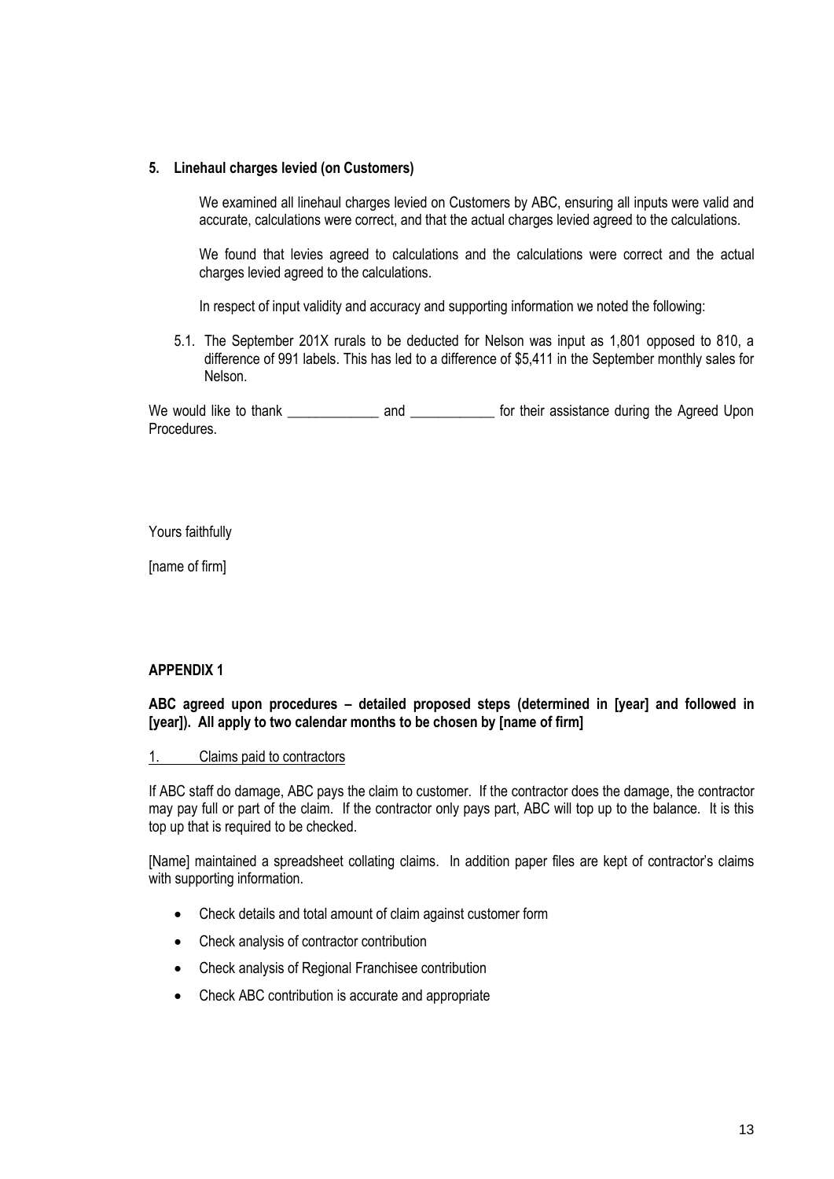**5. Linehaul charges levied (on Customers)**

We examined all linehaul charges levied on Customers by ABC, ensuring all inputs were valid and accurate, calculations were correct, and that the actual charges levied agreed to the calculations.

We found that levies agreed to calculations and the calculations were correct and the actual charges levied agreed to the calculations.

In respect of input validity and accuracy and supporting information we noted the following:

5.1. The September 201X rurals to be deducted for Nelson was input as 1,801 opposed to 810, a difference of 991 labels. This has led to a difference of $5,411 in the September monthly sales for Nelson.

We would like to thank _____________ and ____________ for their assistance during the Agreed Upon Procedures.

Yours faithfully

[name of firm]

**APPENDIX 1**

**ABC agreed upon procedures – detailed proposed steps (determined in [year] and followed in [year]). All apply to two calendar months to be chosen by [name of firm]**

1. Claims paid to contractors

If ABC staff do damage, ABC pays the claim to customer. If the contractor does the damage, the contractor may pay full or part of the claim. If the contractor only pays part, ABC will top up to the balance. It is this top up that is required to be checked.

[Name] maintained a spreadsheet collating claims. In addition paper files are kept of contractor's claims with supporting information.

- Check details and total amount of claim against customer form
- Check analysis of contractor contribution
- Check analysis of Regional Franchisee contribution
- Check ABC contribution is accurate and appropriate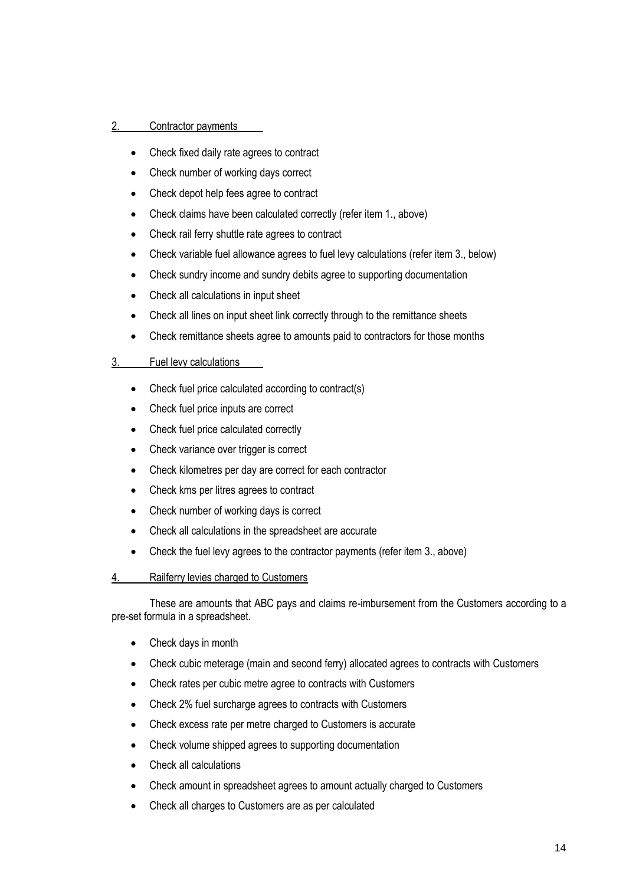## 2. Contractor payments

- Check fixed daily rate agrees to contract
- Check number of working days correct
- Check depot help fees agree to contract
- Check claims have been calculated correctly (refer item 1., above)
- Check rail ferry shuttle rate agrees to contract
- Check variable fuel allowance agrees to fuel levy calculations (refer item 3., below)
- Check sundry income and sundry debits agree to supporting documentation
- Check all calculations in input sheet
- Check all lines on input sheet link correctly through to the remittance sheets
- Check remittance sheets agree to amounts paid to contractors for those months

## 3. Fuel levy calculations

- Check fuel price calculated according to contract(s)
- Check fuel price inputs are correct
- Check fuel price calculated correctly
- Check variance over trigger is correct
- Check kilometres per day are correct for each contractor
- Check kms per litres agrees to contract
- Check number of working days is correct
- Check all calculations in the spreadsheet are accurate
- Check the fuel levy agrees to the contractor payments (refer item 3., above)

## 4. Railferry levies charged to Customers

These are amounts that ABC pays and claims re-imbursement from the Customers according to a pre-set formula in a spreadsheet.

- Check days in month
- Check cubic meterage (main and second ferry) allocated agrees to contracts with Customers
- Check rates per cubic metre agree to contracts with Customers
- Check 2% fuel surcharge agrees to contracts with Customers
- Check excess rate per metre charged to Customers is accurate
- Check volume shipped agrees to supporting documentation
- Check all calculations
- Check amount in spreadsheet agrees to amount actually charged to Customers
- Check all charges to Customers are as per calculated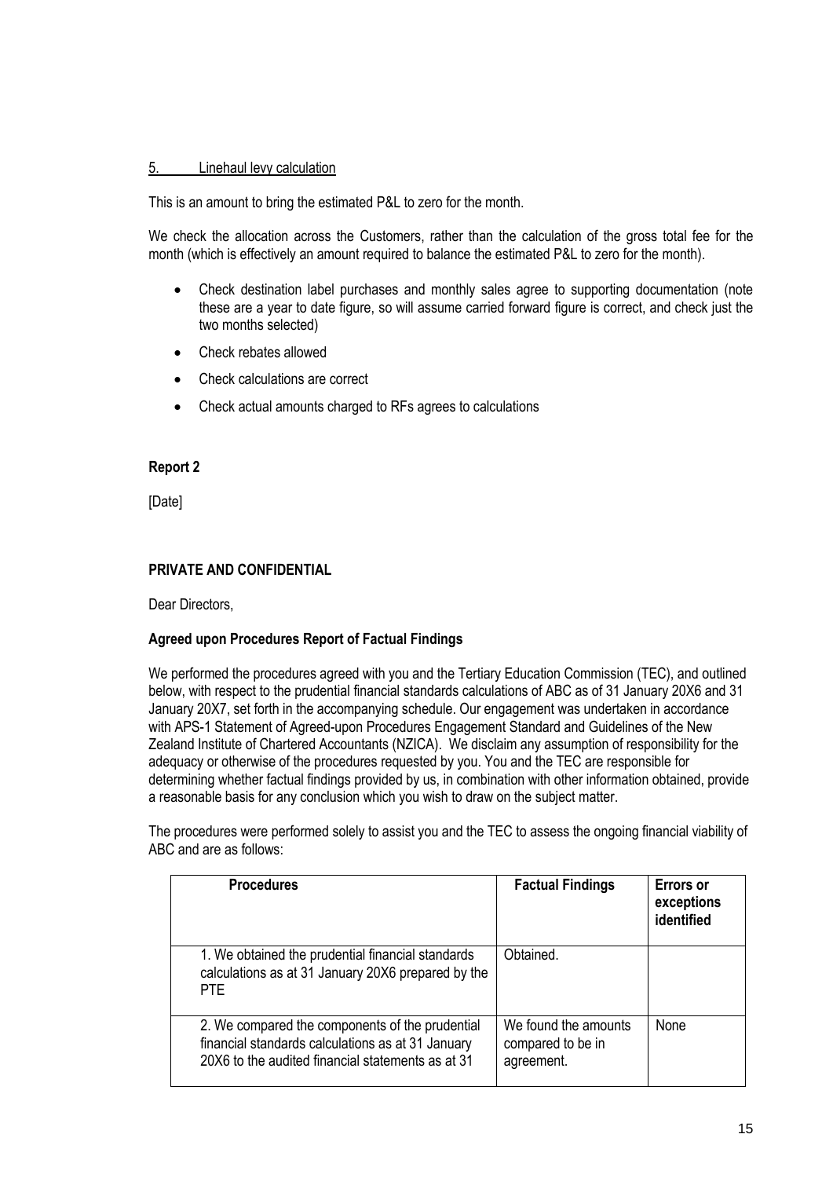5. Linehaul levy calculation

This is an amount to bring the estimated P&L to zero for the month.

We check the allocation across the Customers, rather than the calculation of the gross total fee for the month (which is effectively an amount required to balance the estimated P&L to zero for the month).

- Check destination label purchases and monthly sales agree to supporting documentation (note these are a year to date figure, so will assume carried forward figure is correct, and check just the two months selected)
- Check rebates allowed
- Check calculations are correct
- Check actual amounts charged to RFs agrees to calculations

**Report 2**

[Date]

**PRIVATE AND CONFIDENTIAL**

Dear Directors,

**Agreed upon Procedures Report of Factual Findings**

We performed the procedures agreed with you and the Tertiary Education Commission (TEC), and outlined below, with respect to the prudential financial standards calculations of ABC as of 31 January 20X6 and 31 January 20X7, set forth in the accompanying schedule. Our engagement was undertaken in accordance with APS-1 Statement of Agreed-upon Procedures Engagement Standard and Guidelines of the New Zealand Institute of Chartered Accountants (NZICA). We disclaim any assumption of responsibility for the adequacy or otherwise of the procedures requested by you. You and the TEC are responsible for determining whether factual findings provided by us, in combination with other information obtained, provide a reasonable basis for any conclusion which you wish to draw on the subject matter.

The procedures were performed solely to assist you and the TEC to assess the ongoing financial viability of ABC and are as follows:

| Procedures | Factual Findings | Errors or exceptions identified |
|---|---|---|
| 1. We obtained the prudential financial standards calculations as at 31 January 20X6 prepared by the PTE | Obtained. | |
| 2. We compared the components of the prudential financial standards calculations as at 31 January 20X6 to the audited financial statements as at 31 | We found the amounts compared to be in agreement. | None |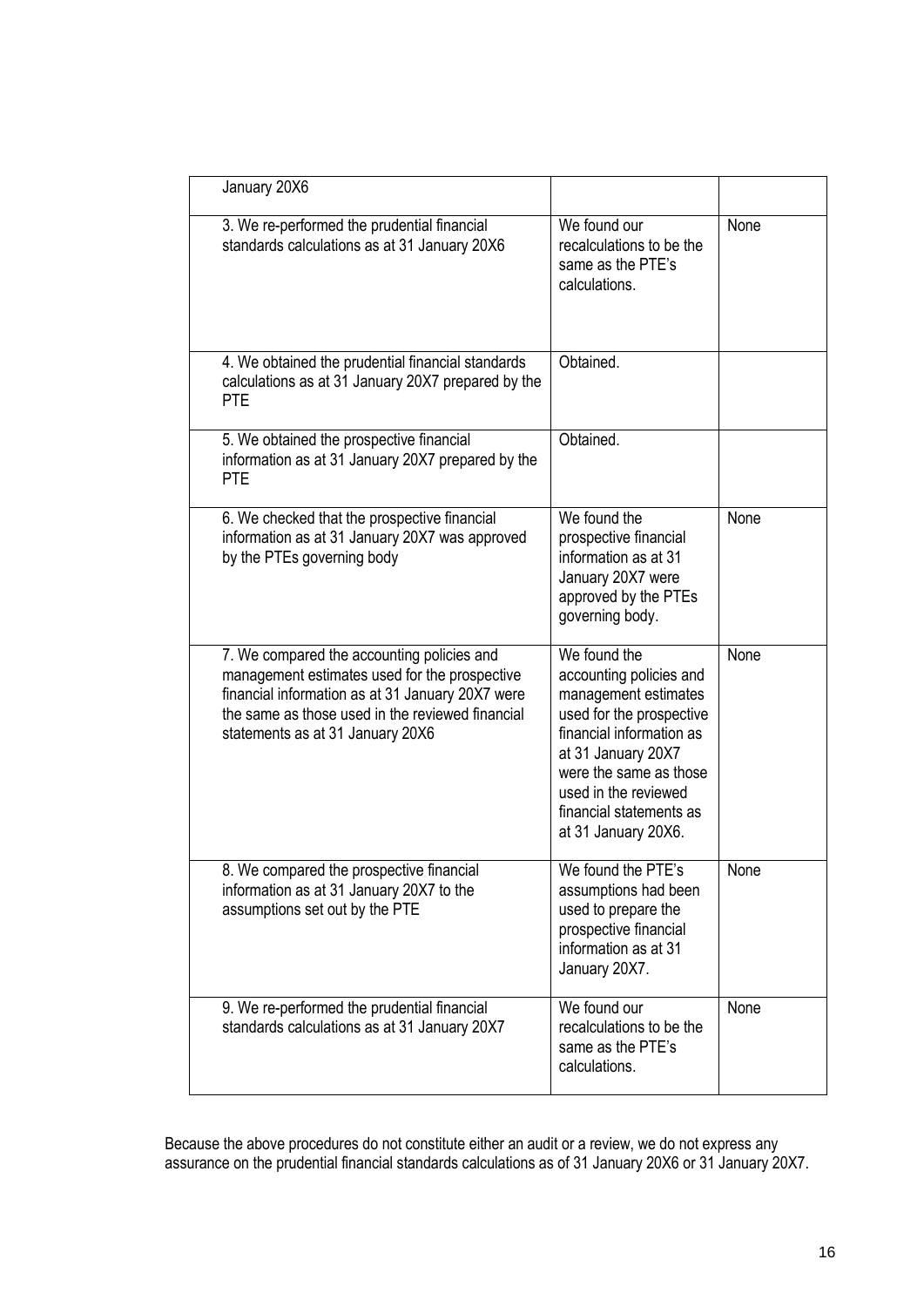| | | |
|---|---|---|
| January 20X6 | | |
| 3. We re-performed the prudential financial standards calculations as at 31 January 20X6 | We found our recalculations to be the same as the PTE's calculations. | None |
| 4. We obtained the prudential financial standards calculations as at 31 January 20X7 prepared by the PTE | Obtained. | |
| 5. We obtained the prospective financial information as at 31 January 20X7 prepared by the PTE | Obtained. | |
| 6. We checked that the prospective financial information as at 31 January 20X7 was approved by the PTEs governing body | We found the prospective financial information as at 31 January 20X7 were approved by the PTEs governing body. | None |
| 7. We compared the accounting policies and management estimates used for the prospective financial information as at 31 January 20X7 were the same as those used in the reviewed financial statements as at 31 January 20X6 | We found the accounting policies and management estimates used for the prospective financial information as at 31 January 20X7 were the same as those used in the reviewed financial statements as at 31 January 20X6. | None |
| 8. We compared the prospective financial information as at 31 January 20X7 to the assumptions set out by the PTE | We found the PTE's assumptions had been used to prepare the prospective financial information as at 31 January 20X7. | None |
| 9. We re-performed the prudential financial standards calculations as at 31 January 20X7 | We found our recalculations to be the same as the PTE's calculations. | None |

Because the above procedures do not constitute either an audit or a review, we do not express any assurance on the prudential financial standards calculations as of 31 January 20X6 or 31 January 20X7.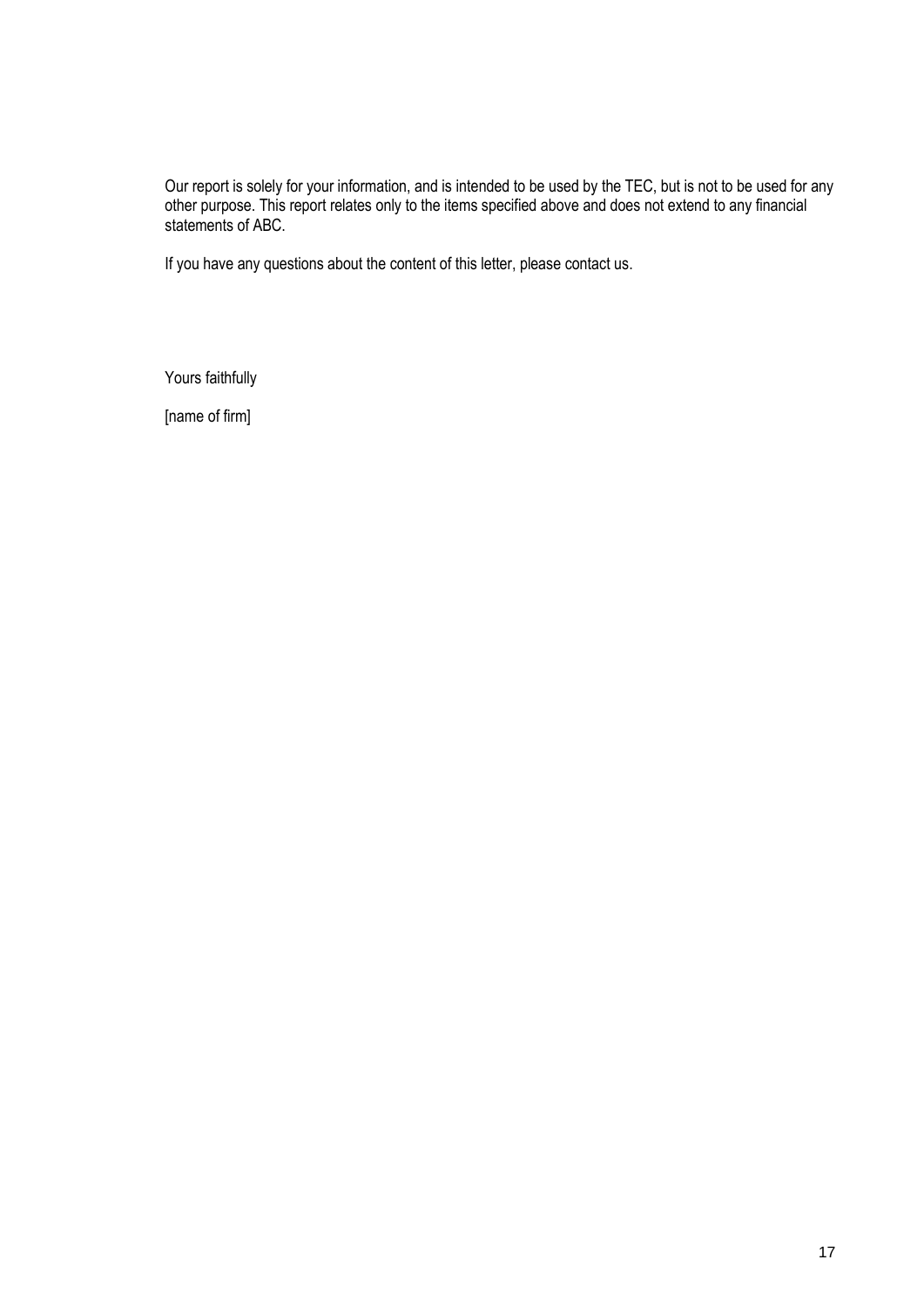Our report is solely for your information, and is intended to be used by the TEC, but is not to be used for any other purpose. This report relates only to the items specified above and does not extend to any financial statements of ABC.

If you have any questions about the content of this letter, please contact us.

Yours faithfully

[name of firm]